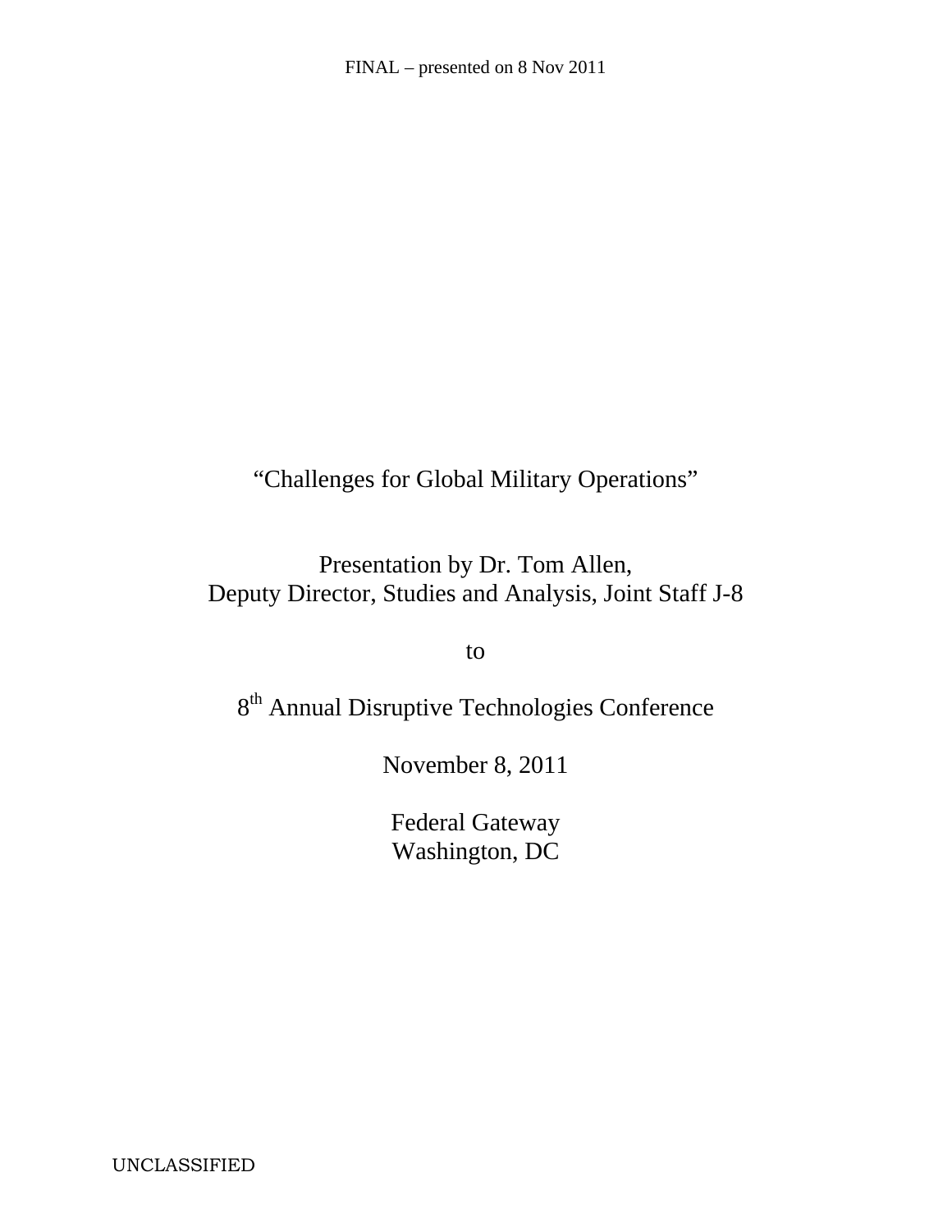FINAL – presented on 8 Nov 2011

# "Challenges for Global Military Operations"

Presentation by Dr. Tom Allen,
Deputy Director, Studies and Analysis, Joint Staff J-8

to

8th Annual Disruptive Technologies Conference

November 8, 2011

Federal Gateway
Washington, DC

UNCLASSIFIED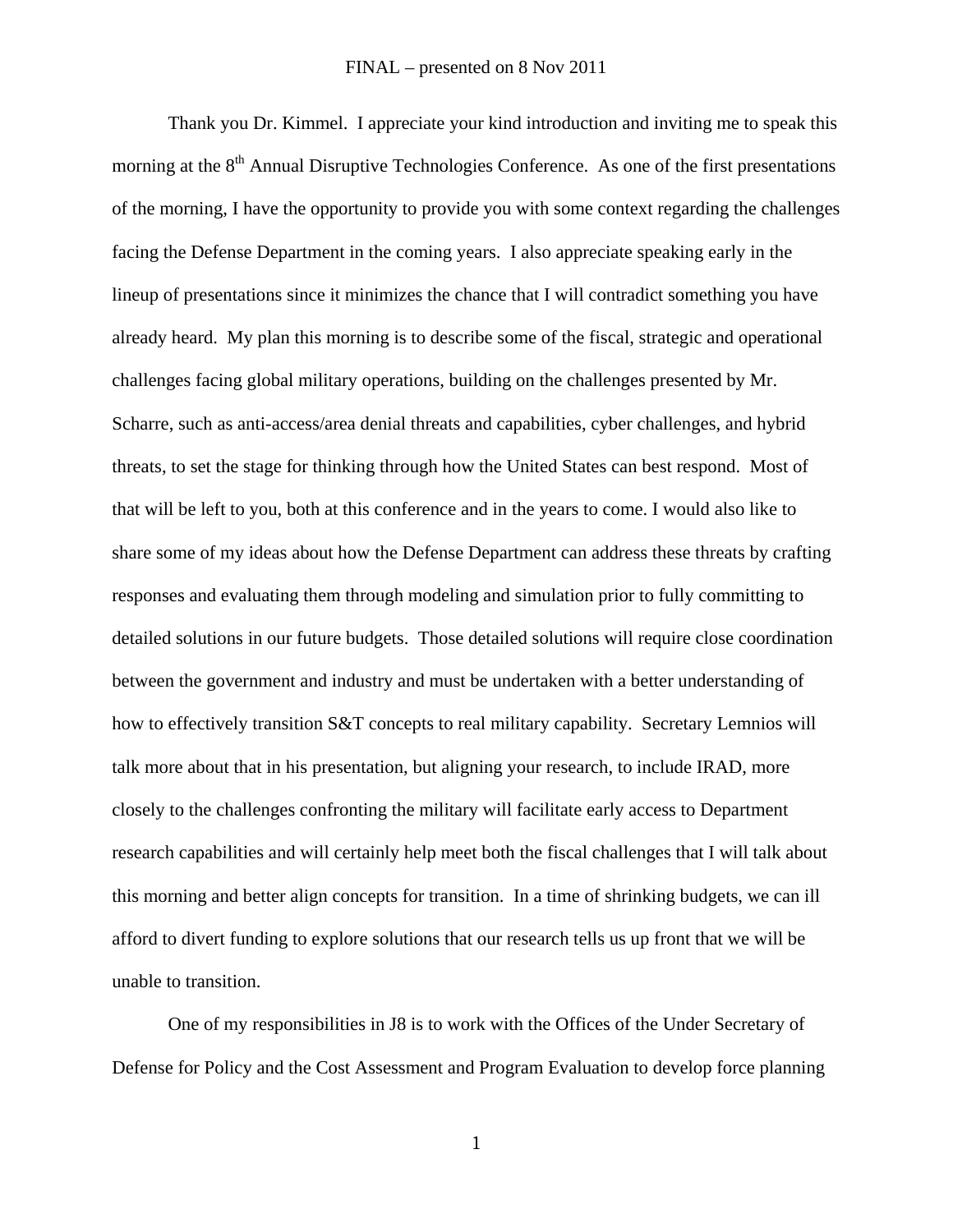Thank you Dr. Kimmel. I appreciate your kind introduction and inviting me to speak this morning at the 8th Annual Disruptive Technologies Conference. As one of the first presentations of the morning, I have the opportunity to provide you with some context regarding the challenges facing the Defense Department in the coming years. I also appreciate speaking early in the lineup of presentations since it minimizes the chance that I will contradict something you have already heard. My plan this morning is to describe some of the fiscal, strategic and operational challenges facing global military operations, building on the challenges presented by Mr. Scharre, such as anti-access/area denial threats and capabilities, cyber challenges, and hybrid threats, to set the stage for thinking through how the United States can best respond. Most of that will be left to you, both at this conference and in the years to come. I would also like to share some of my ideas about how the Defense Department can address these threats by crafting responses and evaluating them through modeling and simulation prior to fully committing to detailed solutions in our future budgets. Those detailed solutions will require close coordination between the government and industry and must be undertaken with a better understanding of how to effectively transition S&T concepts to real military capability. Secretary Lemnios will talk more about that in his presentation, but aligning your research, to include IRAD, more closely to the challenges confronting the military will facilitate early access to Department research capabilities and will certainly help meet both the fiscal challenges that I will talk about this morning and better align concepts for transition. In a time of shrinking budgets, we can ill afford to divert funding to explore solutions that our research tells us up front that we will be unable to transition.

One of my responsibilities in J8 is to work with the Offices of the Under Secretary of Defense for Policy and the Cost Assessment and Program Evaluation to develop force planning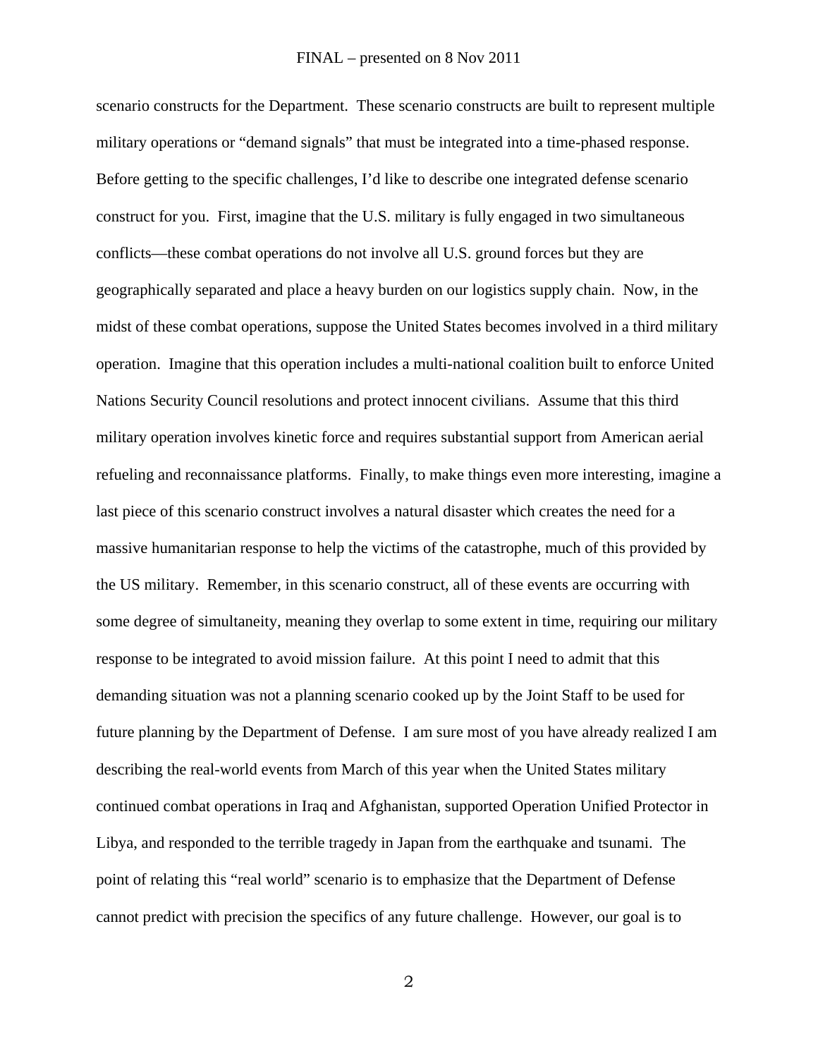scenario constructs for the Department. These scenario constructs are built to represent multiple military operations or "demand signals" that must be integrated into a time-phased response. Before getting to the specific challenges, I'd like to describe one integrated defense scenario construct for you. First, imagine that the U.S. military is fully engaged in two simultaneous conflicts—these combat operations do not involve all U.S. ground forces but they are geographically separated and place a heavy burden on our logistics supply chain. Now, in the midst of these combat operations, suppose the United States becomes involved in a third military operation. Imagine that this operation includes a multi-national coalition built to enforce United Nations Security Council resolutions and protect innocent civilians. Assume that this third military operation involves kinetic force and requires substantial support from American aerial refueling and reconnaissance platforms. Finally, to make things even more interesting, imagine a last piece of this scenario construct involves a natural disaster which creates the need for a massive humanitarian response to help the victims of the catastrophe, much of this provided by the US military. Remember, in this scenario construct, all of these events are occurring with some degree of simultaneity, meaning they overlap to some extent in time, requiring our military response to be integrated to avoid mission failure. At this point I need to admit that this demanding situation was not a planning scenario cooked up by the Joint Staff to be used for future planning by the Department of Defense. I am sure most of you have already realized I am describing the real-world events from March of this year when the United States military continued combat operations in Iraq and Afghanistan, supported Operation Unified Protector in Libya, and responded to the terrible tragedy in Japan from the earthquake and tsunami. The point of relating this "real world" scenario is to emphasize that the Department of Defense cannot predict with precision the specifics of any future challenge. However, our goal is to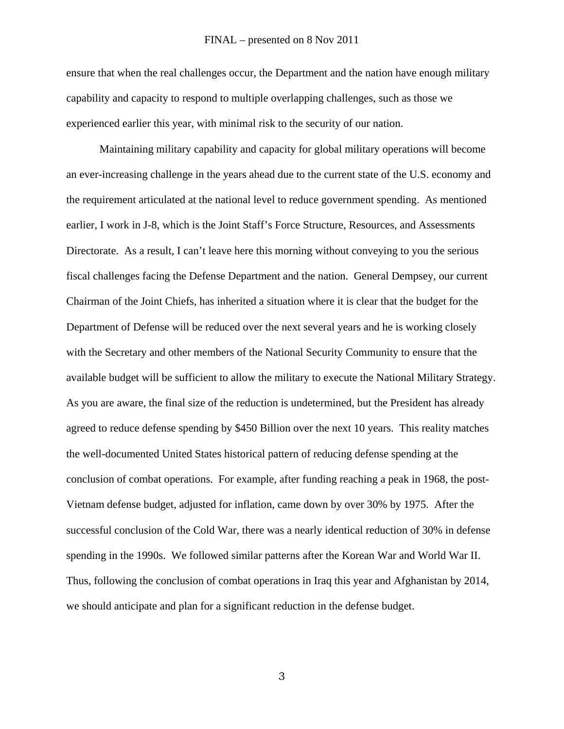ensure that when the real challenges occur, the Department and the nation have enough military capability and capacity to respond to multiple overlapping challenges, such as those we experienced earlier this year, with minimal risk to the security of our nation.

Maintaining military capability and capacity for global military operations will become an ever-increasing challenge in the years ahead due to the current state of the U.S. economy and the requirement articulated at the national level to reduce government spending. As mentioned earlier, I work in J-8, which is the Joint Staff's Force Structure, Resources, and Assessments Directorate. As a result, I can't leave here this morning without conveying to you the serious fiscal challenges facing the Defense Department and the nation. General Dempsey, our current Chairman of the Joint Chiefs, has inherited a situation where it is clear that the budget for the Department of Defense will be reduced over the next several years and he is working closely with the Secretary and other members of the National Security Community to ensure that the available budget will be sufficient to allow the military to execute the National Military Strategy. As you are aware, the final size of the reduction is undetermined, but the President has already agreed to reduce defense spending by $450 Billion over the next 10 years. This reality matches the well-documented United States historical pattern of reducing defense spending at the conclusion of combat operations. For example, after funding reaching a peak in 1968, the post-Vietnam defense budget, adjusted for inflation, came down by over 30% by 1975. After the successful conclusion of the Cold War, there was a nearly identical reduction of 30% in defense spending in the 1990s. We followed similar patterns after the Korean War and World War II. Thus, following the conclusion of combat operations in Iraq this year and Afghanistan by 2014, we should anticipate and plan for a significant reduction in the defense budget.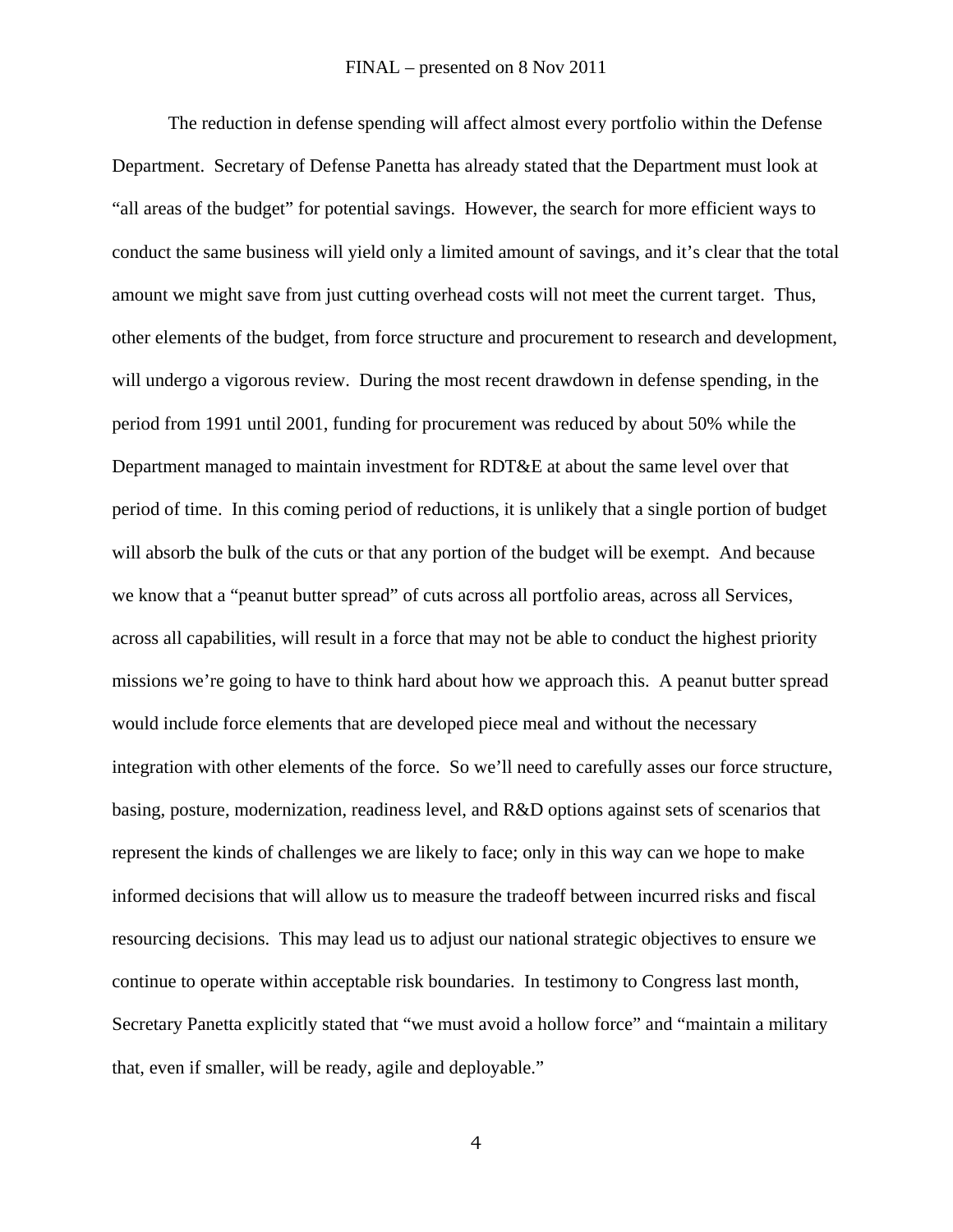The reduction in defense spending will affect almost every portfolio within the Defense Department. Secretary of Defense Panetta has already stated that the Department must look at "all areas of the budget" for potential savings. However, the search for more efficient ways to conduct the same business will yield only a limited amount of savings, and it's clear that the total amount we might save from just cutting overhead costs will not meet the current target. Thus, other elements of the budget, from force structure and procurement to research and development, will undergo a vigorous review. During the most recent drawdown in defense spending, in the period from 1991 until 2001, funding for procurement was reduced by about 50% while the Department managed to maintain investment for RDT&E at about the same level over that period of time. In this coming period of reductions, it is unlikely that a single portion of budget will absorb the bulk of the cuts or that any portion of the budget will be exempt. And because we know that a "peanut butter spread" of cuts across all portfolio areas, across all Services, across all capabilities, will result in a force that may not be able to conduct the highest priority missions we're going to have to think hard about how we approach this. A peanut butter spread would include force elements that are developed piece meal and without the necessary integration with other elements of the force. So we'll need to carefully asses our force structure, basing, posture, modernization, readiness level, and R&D options against sets of scenarios that represent the kinds of challenges we are likely to face; only in this way can we hope to make informed decisions that will allow us to measure the tradeoff between incurred risks and fiscal resourcing decisions. This may lead us to adjust our national strategic objectives to ensure we continue to operate within acceptable risk boundaries. In testimony to Congress last month, Secretary Panetta explicitly stated that "we must avoid a hollow force" and "maintain a military that, even if smaller, will be ready, agile and deployable."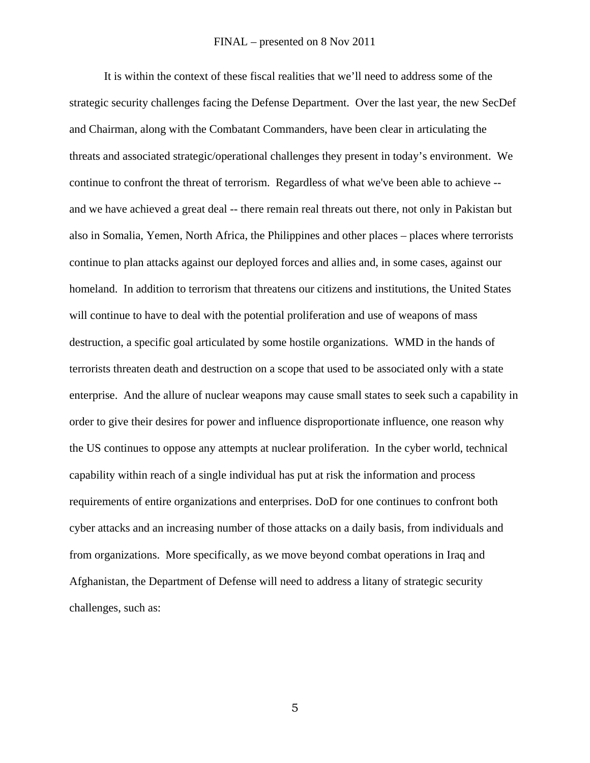It is within the context of these fiscal realities that we'll need to address some of the strategic security challenges facing the Defense Department. Over the last year, the new SecDef and Chairman, along with the Combatant Commanders, have been clear in articulating the threats and associated strategic/operational challenges they present in today's environment. We continue to confront the threat of terrorism. Regardless of what we've been able to achieve -- and we have achieved a great deal -- there remain real threats out there, not only in Pakistan but also in Somalia, Yemen, North Africa, the Philippines and other places – places where terrorists continue to plan attacks against our deployed forces and allies and, in some cases, against our homeland. In addition to terrorism that threatens our citizens and institutions, the United States will continue to have to deal with the potential proliferation and use of weapons of mass destruction, a specific goal articulated by some hostile organizations. WMD in the hands of terrorists threaten death and destruction on a scope that used to be associated only with a state enterprise. And the allure of nuclear weapons may cause small states to seek such a capability in order to give their desires for power and influence disproportionate influence, one reason why the US continues to oppose any attempts at nuclear proliferation. In the cyber world, technical capability within reach of a single individual has put at risk the information and process requirements of entire organizations and enterprises. DoD for one continues to confront both cyber attacks and an increasing number of those attacks on a daily basis, from individuals and from organizations. More specifically, as we move beyond combat operations in Iraq and Afghanistan, the Department of Defense will need to address a litany of strategic security challenges, such as: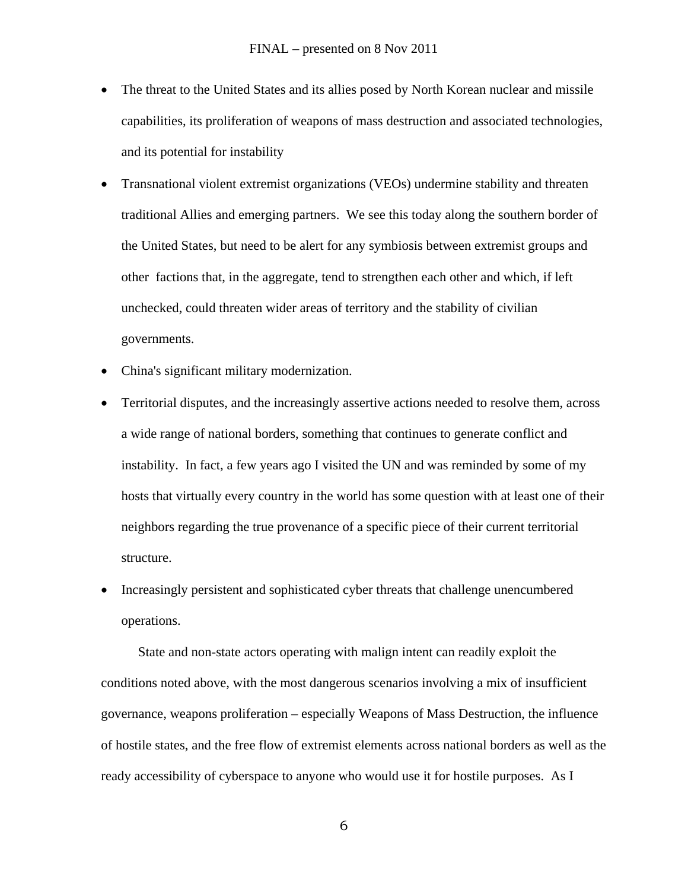- The threat to the United States and its allies posed by North Korean nuclear and missile capabilities, its proliferation of weapons of mass destruction and associated technologies, and its potential for instability
- Transnational violent extremist organizations (VEOs) undermine stability and threaten traditional Allies and emerging partners. We see this today along the southern border of the United States, but need to be alert for any symbiosis between extremist groups and other factions that, in the aggregate, tend to strengthen each other and which, if left unchecked, could threaten wider areas of territory and the stability of civilian governments.
- China's significant military modernization.
- Territorial disputes, and the increasingly assertive actions needed to resolve them, across a wide range of national borders, something that continues to generate conflict and instability. In fact, a few years ago I visited the UN and was reminded by some of my hosts that virtually every country in the world has some question with at least one of their neighbors regarding the true provenance of a specific piece of their current territorial structure.
- Increasingly persistent and sophisticated cyber threats that challenge unencumbered operations.

State and non-state actors operating with malign intent can readily exploit the conditions noted above, with the most dangerous scenarios involving a mix of insufficient governance, weapons proliferation – especially Weapons of Mass Destruction, the influence of hostile states, and the free flow of extremist elements across national borders as well as the ready accessibility of cyberspace to anyone who would use it for hostile purposes. As I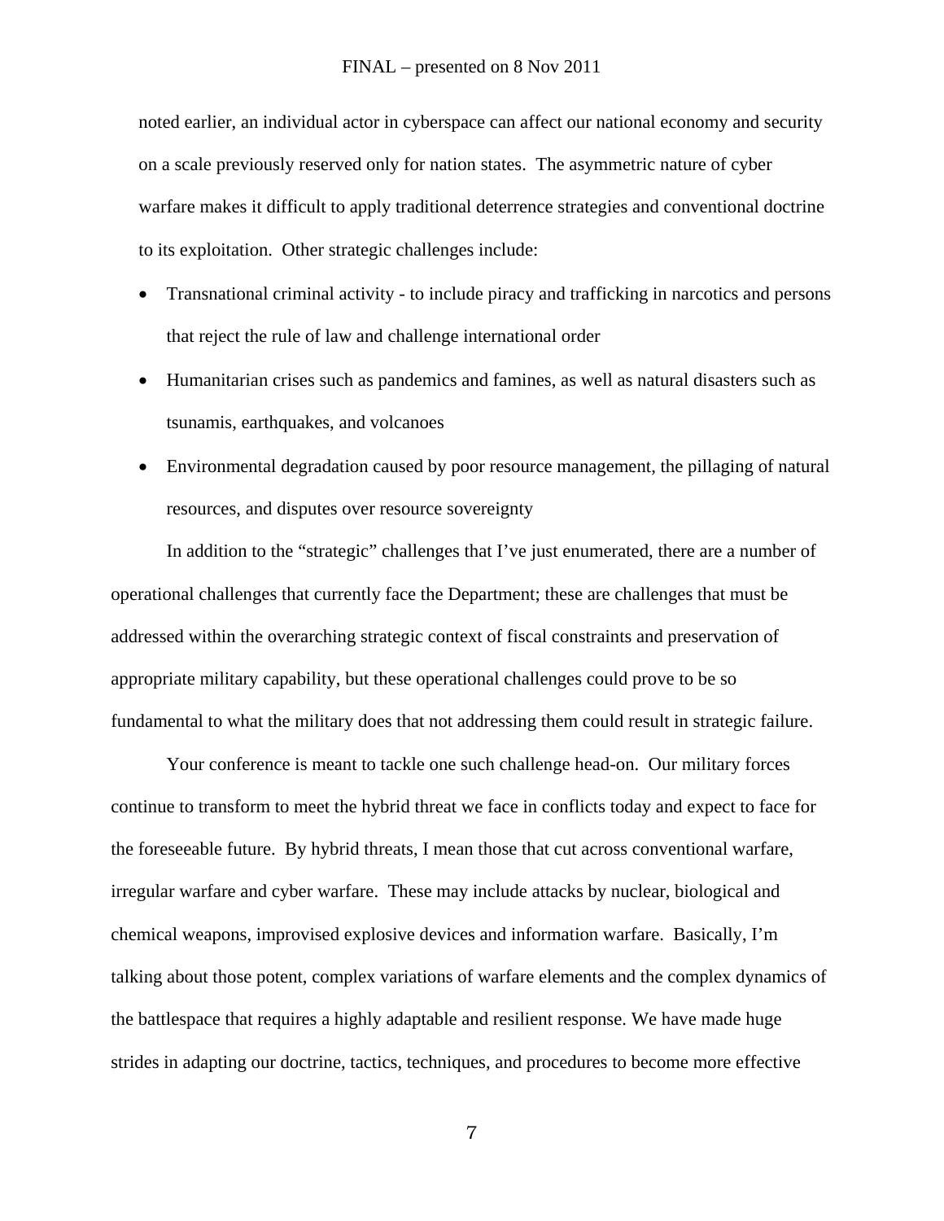noted earlier, an individual actor in cyberspace can affect our national economy and security on a scale previously reserved only for nation states. The asymmetric nature of cyber warfare makes it difficult to apply traditional deterrence strategies and conventional doctrine to its exploitation. Other strategic challenges include:

- Transnational criminal activity - to include piracy and trafficking in narcotics and persons that reject the rule of law and challenge international order
- Humanitarian crises such as pandemics and famines, as well as natural disasters such as tsunamis, earthquakes, and volcanoes
- Environmental degradation caused by poor resource management, the pillaging of natural resources, and disputes over resource sovereignty

In addition to the "strategic" challenges that I've just enumerated, there are a number of operational challenges that currently face the Department; these are challenges that must be addressed within the overarching strategic context of fiscal constraints and preservation of appropriate military capability, but these operational challenges could prove to be so fundamental to what the military does that not addressing them could result in strategic failure.

Your conference is meant to tackle one such challenge head-on. Our military forces continue to transform to meet the hybrid threat we face in conflicts today and expect to face for the foreseeable future. By hybrid threats, I mean those that cut across conventional warfare, irregular warfare and cyber warfare. These may include attacks by nuclear, biological and chemical weapons, improvised explosive devices and information warfare. Basically, I'm talking about those potent, complex variations of warfare elements and the complex dynamics of the battlespace that requires a highly adaptable and resilient response. We have made huge strides in adapting our doctrine, tactics, techniques, and procedures to become more effective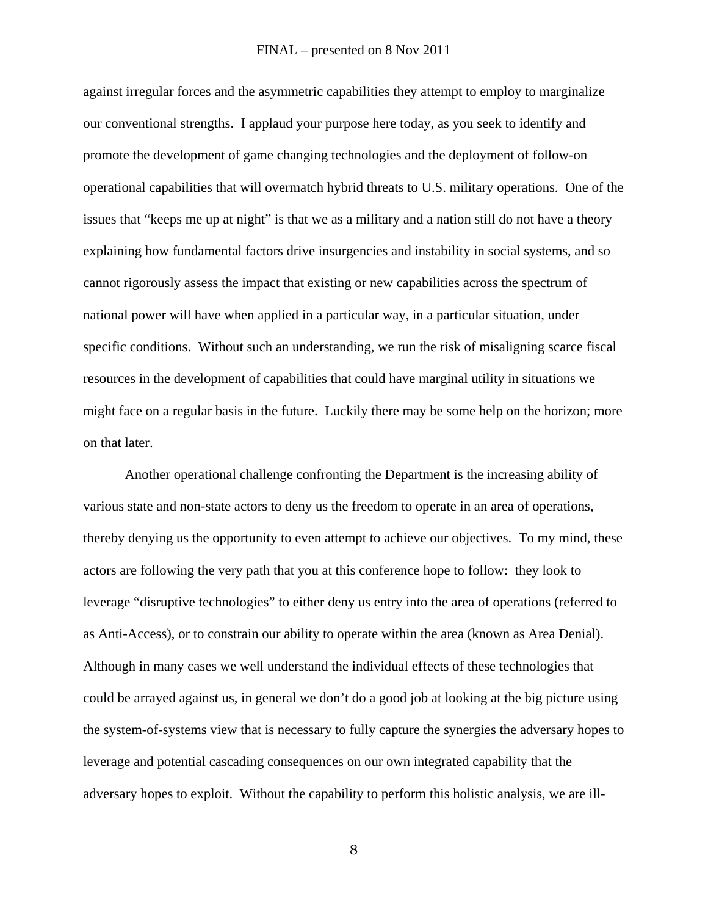against irregular forces and the asymmetric capabilities they attempt to employ to marginalize our conventional strengths. I applaud your purpose here today, as you seek to identify and promote the development of game changing technologies and the deployment of follow-on operational capabilities that will overmatch hybrid threats to U.S. military operations. One of the issues that "keeps me up at night" is that we as a military and a nation still do not have a theory explaining how fundamental factors drive insurgencies and instability in social systems, and so cannot rigorously assess the impact that existing or new capabilities across the spectrum of national power will have when applied in a particular way, in a particular situation, under specific conditions. Without such an understanding, we run the risk of misaligning scarce fiscal resources in the development of capabilities that could have marginal utility in situations we might face on a regular basis in the future. Luckily there may be some help on the horizon; more on that later.

Another operational challenge confronting the Department is the increasing ability of various state and non-state actors to deny us the freedom to operate in an area of operations, thereby denying us the opportunity to even attempt to achieve our objectives. To my mind, these actors are following the very path that you at this conference hope to follow: they look to leverage "disruptive technologies" to either deny us entry into the area of operations (referred to as Anti-Access), or to constrain our ability to operate within the area (known as Area Denial). Although in many cases we well understand the individual effects of these technologies that could be arrayed against us, in general we don't do a good job at looking at the big picture using the system-of-systems view that is necessary to fully capture the synergies the adversary hopes to leverage and potential cascading consequences on our own integrated capability that the adversary hopes to exploit. Without the capability to perform this holistic analysis, we are ill-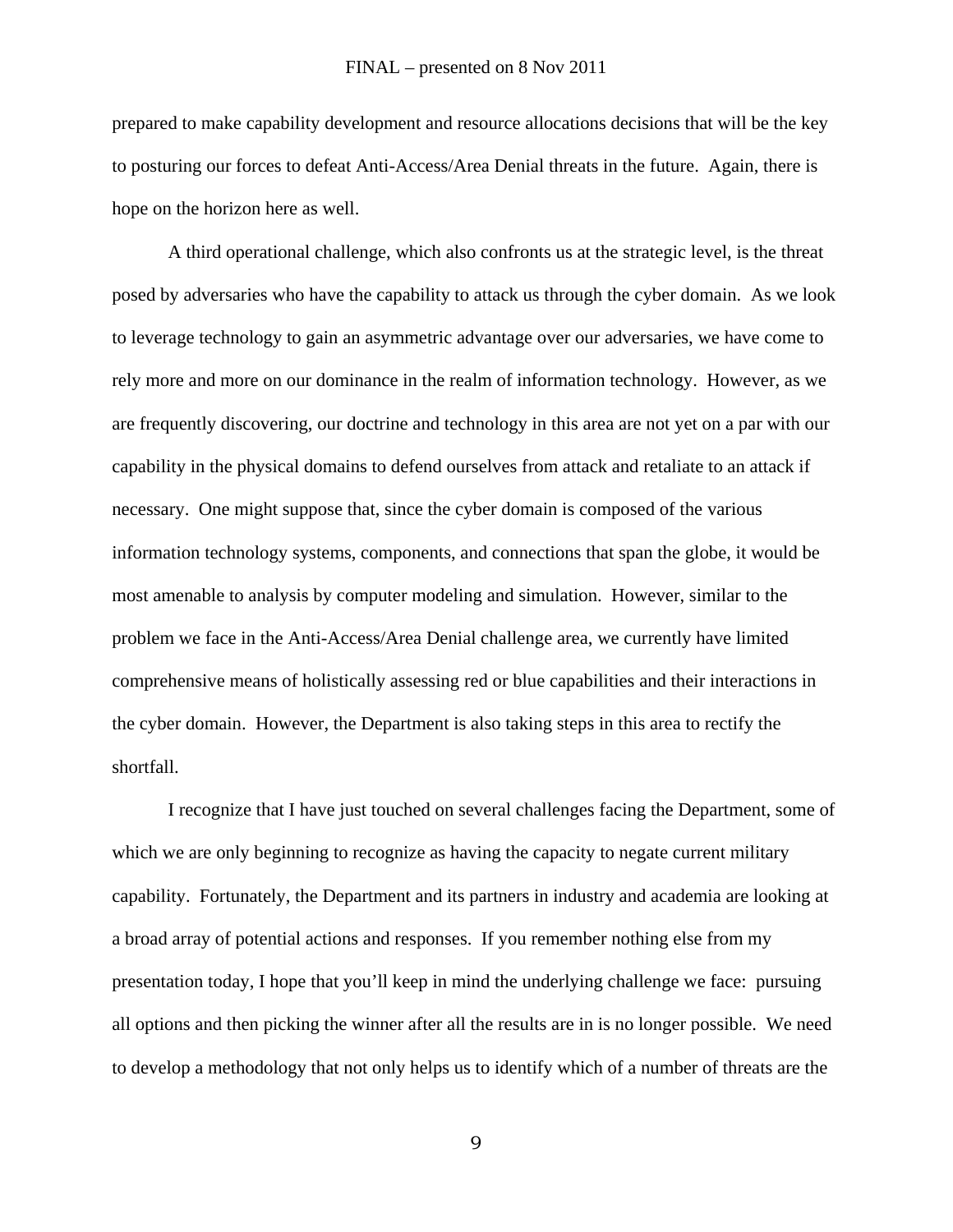prepared to make capability development and resource allocations decisions that will be the key to posturing our forces to defeat Anti-Access/Area Denial threats in the future. Again, there is hope on the horizon here as well.

A third operational challenge, which also confronts us at the strategic level, is the threat posed by adversaries who have the capability to attack us through the cyber domain. As we look to leverage technology to gain an asymmetric advantage over our adversaries, we have come to rely more and more on our dominance in the realm of information technology. However, as we are frequently discovering, our doctrine and technology in this area are not yet on a par with our capability in the physical domains to defend ourselves from attack and retaliate to an attack if necessary. One might suppose that, since the cyber domain is composed of the various information technology systems, components, and connections that span the globe, it would be most amenable to analysis by computer modeling and simulation. However, similar to the problem we face in the Anti-Access/Area Denial challenge area, we currently have limited comprehensive means of holistically assessing red or blue capabilities and their interactions in the cyber domain. However, the Department is also taking steps in this area to rectify the shortfall.

I recognize that I have just touched on several challenges facing the Department, some of which we are only beginning to recognize as having the capacity to negate current military capability. Fortunately, the Department and its partners in industry and academia are looking at a broad array of potential actions and responses. If you remember nothing else from my presentation today, I hope that you'll keep in mind the underlying challenge we face: pursuing all options and then picking the winner after all the results are in is no longer possible. We need to develop a methodology that not only helps us to identify which of a number of threats are the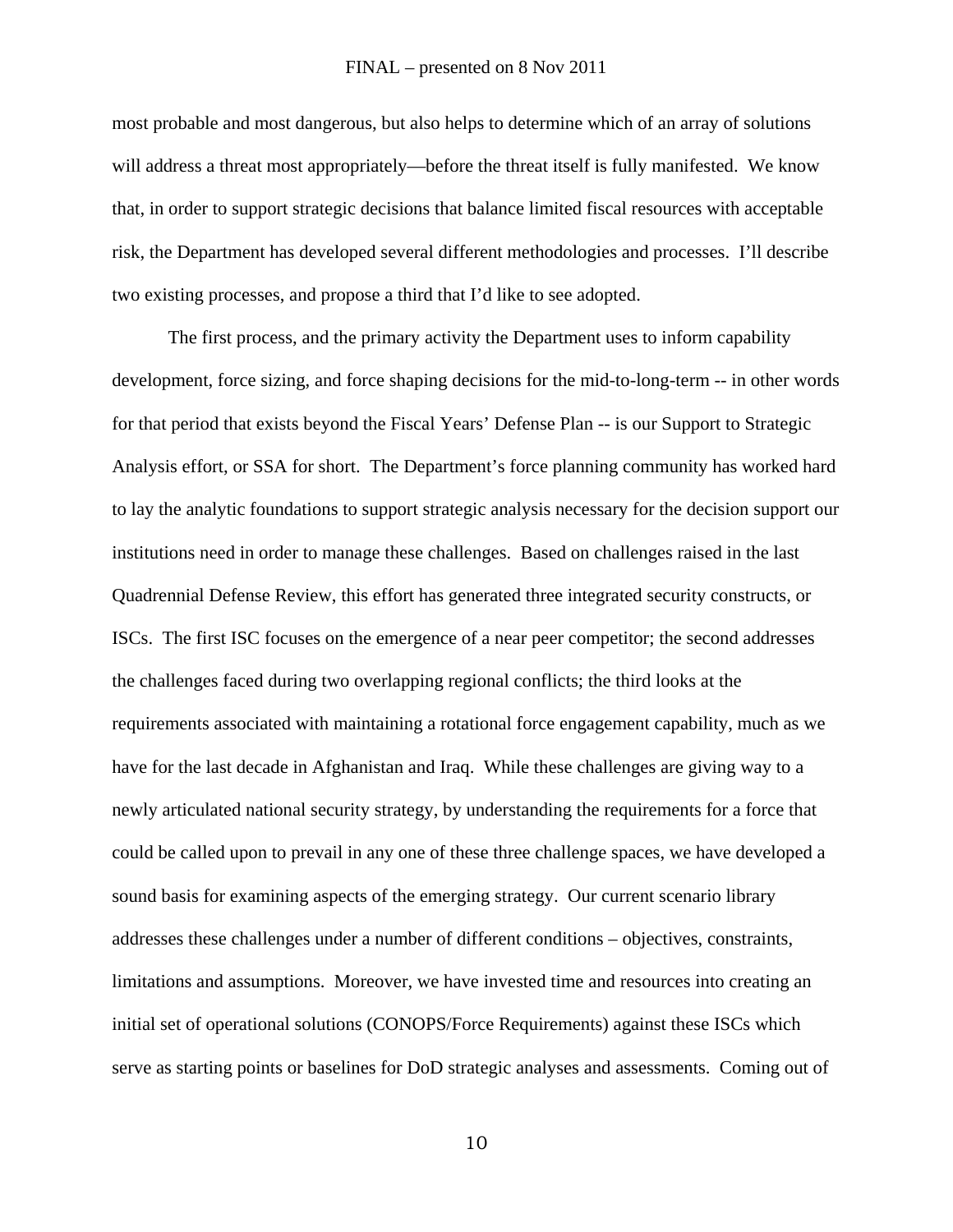most probable and most dangerous, but also helps to determine which of an array of solutions will address a threat most appropriately—before the threat itself is fully manifested. We know that, in order to support strategic decisions that balance limited fiscal resources with acceptable risk, the Department has developed several different methodologies and processes. I'll describe two existing processes, and propose a third that I'd like to see adopted.

The first process, and the primary activity the Department uses to inform capability development, force sizing, and force shaping decisions for the mid-to-long-term -- in other words for that period that exists beyond the Fiscal Years' Defense Plan -- is our Support to Strategic Analysis effort, or SSA for short. The Department's force planning community has worked hard to lay the analytic foundations to support strategic analysis necessary for the decision support our institutions need in order to manage these challenges. Based on challenges raised in the last Quadrennial Defense Review, this effort has generated three integrated security constructs, or ISCs. The first ISC focuses on the emergence of a near peer competitor; the second addresses the challenges faced during two overlapping regional conflicts; the third looks at the requirements associated with maintaining a rotational force engagement capability, much as we have for the last decade in Afghanistan and Iraq. While these challenges are giving way to a newly articulated national security strategy, by understanding the requirements for a force that could be called upon to prevail in any one of these three challenge spaces, we have developed a sound basis for examining aspects of the emerging strategy. Our current scenario library addresses these challenges under a number of different conditions – objectives, constraints, limitations and assumptions. Moreover, we have invested time and resources into creating an initial set of operational solutions (CONOPS/Force Requirements) against these ISCs which serve as starting points or baselines for DoD strategic analyses and assessments. Coming out of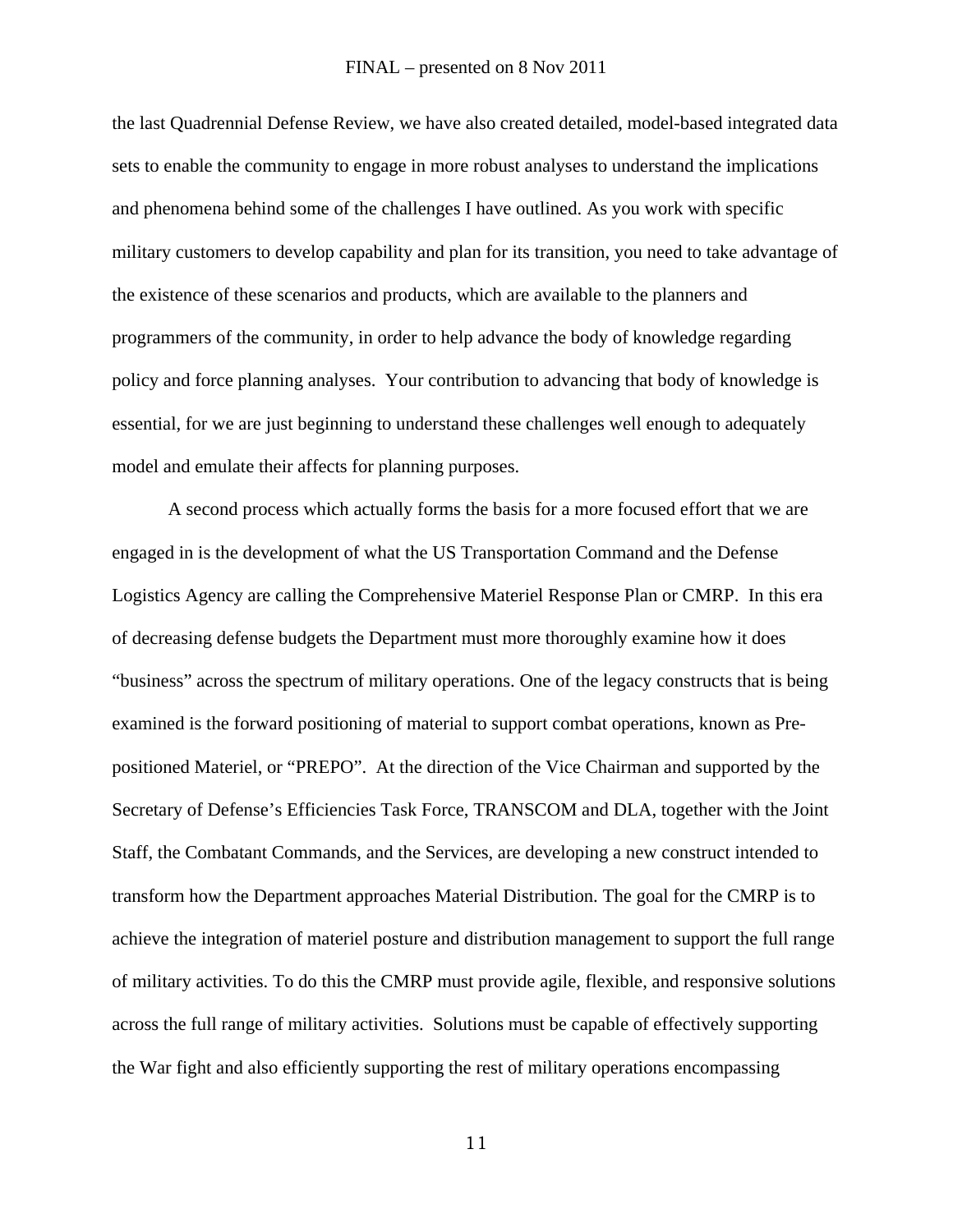the last Quadrennial Defense Review, we have also created detailed, model-based integrated data sets to enable the community to engage in more robust analyses to understand the implications and phenomena behind some of the challenges I have outlined. As you work with specific military customers to develop capability and plan for its transition, you need to take advantage of the existence of these scenarios and products, which are available to the planners and programmers of the community, in order to help advance the body of knowledge regarding policy and force planning analyses. Your contribution to advancing that body of knowledge is essential, for we are just beginning to understand these challenges well enough to adequately model and emulate their affects for planning purposes.

A second process which actually forms the basis for a more focused effort that we are engaged in is the development of what the US Transportation Command and the Defense Logistics Agency are calling the Comprehensive Materiel Response Plan or CMRP. In this era of decreasing defense budgets the Department must more thoroughly examine how it does "business" across the spectrum of military operations. One of the legacy constructs that is being examined is the forward positioning of material to support combat operations, known as Pre-positioned Materiel, or "PREPO". At the direction of the Vice Chairman and supported by the Secretary of Defense's Efficiencies Task Force, TRANSCOM and DLA, together with the Joint Staff, the Combatant Commands, and the Services, are developing a new construct intended to transform how the Department approaches Material Distribution. The goal for the CMRP is to achieve the integration of materiel posture and distribution management to support the full range of military activities. To do this the CMRP must provide agile, flexible, and responsive solutions across the full range of military activities. Solutions must be capable of effectively supporting the War fight and also efficiently supporting the rest of military operations encompassing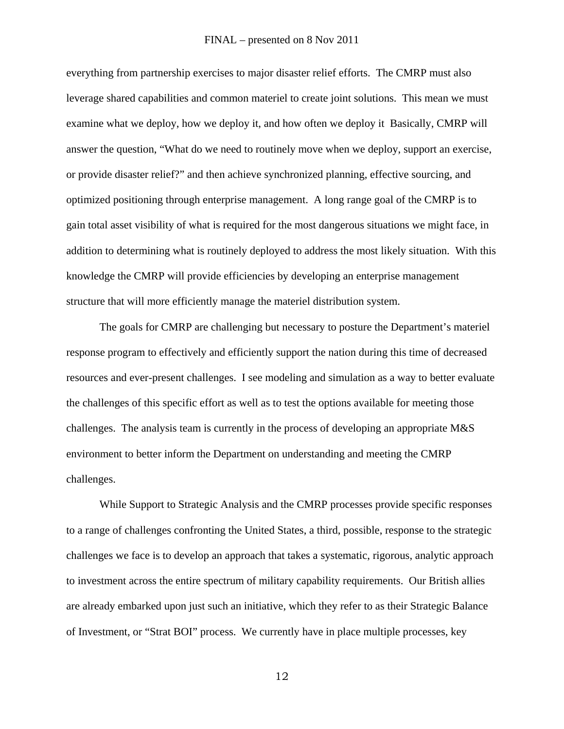everything from partnership exercises to major disaster relief efforts. The CMRP must also leverage shared capabilities and common materiel to create joint solutions. This mean we must examine what we deploy, how we deploy it, and how often we deploy it Basically, CMRP will answer the question, "What do we need to routinely move when we deploy, support an exercise, or provide disaster relief?" and then achieve synchronized planning, effective sourcing, and optimized positioning through enterprise management. A long range goal of the CMRP is to gain total asset visibility of what is required for the most dangerous situations we might face, in addition to determining what is routinely deployed to address the most likely situation. With this knowledge the CMRP will provide efficiencies by developing an enterprise management structure that will more efficiently manage the materiel distribution system.

The goals for CMRP are challenging but necessary to posture the Department's materiel response program to effectively and efficiently support the nation during this time of decreased resources and ever-present challenges. I see modeling and simulation as a way to better evaluate the challenges of this specific effort as well as to test the options available for meeting those challenges. The analysis team is currently in the process of developing an appropriate M&S environment to better inform the Department on understanding and meeting the CMRP challenges.

While Support to Strategic Analysis and the CMRP processes provide specific responses to a range of challenges confronting the United States, a third, possible, response to the strategic challenges we face is to develop an approach that takes a systematic, rigorous, analytic approach to investment across the entire spectrum of military capability requirements. Our British allies are already embarked upon just such an initiative, which they refer to as their Strategic Balance of Investment, or "Strat BOI" process. We currently have in place multiple processes, key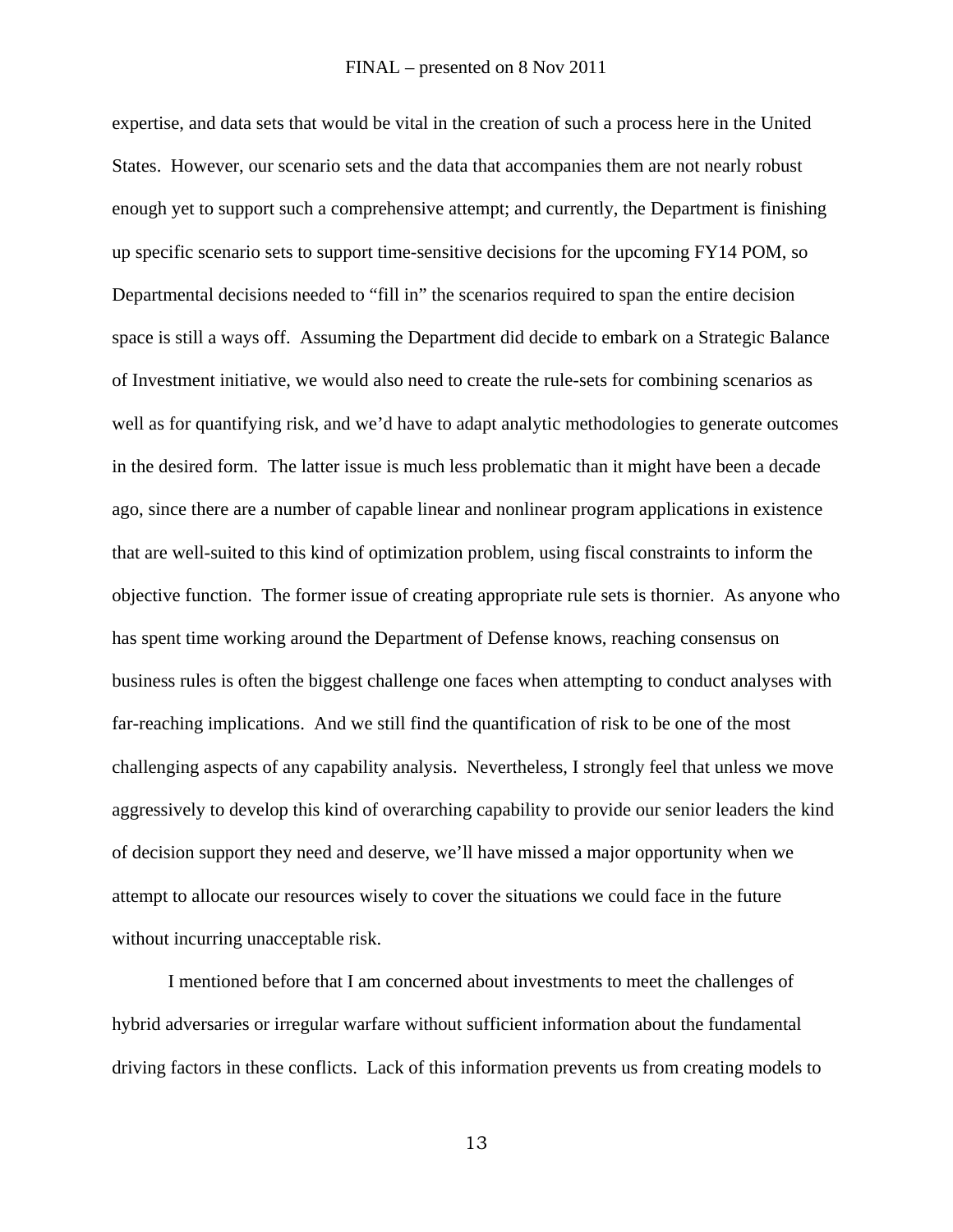expertise, and data sets that would be vital in the creation of such a process here in the United States. However, our scenario sets and the data that accompanies them are not nearly robust enough yet to support such a comprehensive attempt; and currently, the Department is finishing up specific scenario sets to support time-sensitive decisions for the upcoming FY14 POM, so Departmental decisions needed to "fill in" the scenarios required to span the entire decision space is still a ways off. Assuming the Department did decide to embark on a Strategic Balance of Investment initiative, we would also need to create the rule-sets for combining scenarios as well as for quantifying risk, and we'd have to adapt analytic methodologies to generate outcomes in the desired form. The latter issue is much less problematic than it might have been a decade ago, since there are a number of capable linear and nonlinear program applications in existence that are well-suited to this kind of optimization problem, using fiscal constraints to inform the objective function. The former issue of creating appropriate rule sets is thornier. As anyone who has spent time working around the Department of Defense knows, reaching consensus on business rules is often the biggest challenge one faces when attempting to conduct analyses with far-reaching implications. And we still find the quantification of risk to be one of the most challenging aspects of any capability analysis. Nevertheless, I strongly feel that unless we move aggressively to develop this kind of overarching capability to provide our senior leaders the kind of decision support they need and deserve, we'll have missed a major opportunity when we attempt to allocate our resources wisely to cover the situations we could face in the future without incurring unacceptable risk.

I mentioned before that I am concerned about investments to meet the challenges of hybrid adversaries or irregular warfare without sufficient information about the fundamental driving factors in these conflicts. Lack of this information prevents us from creating models to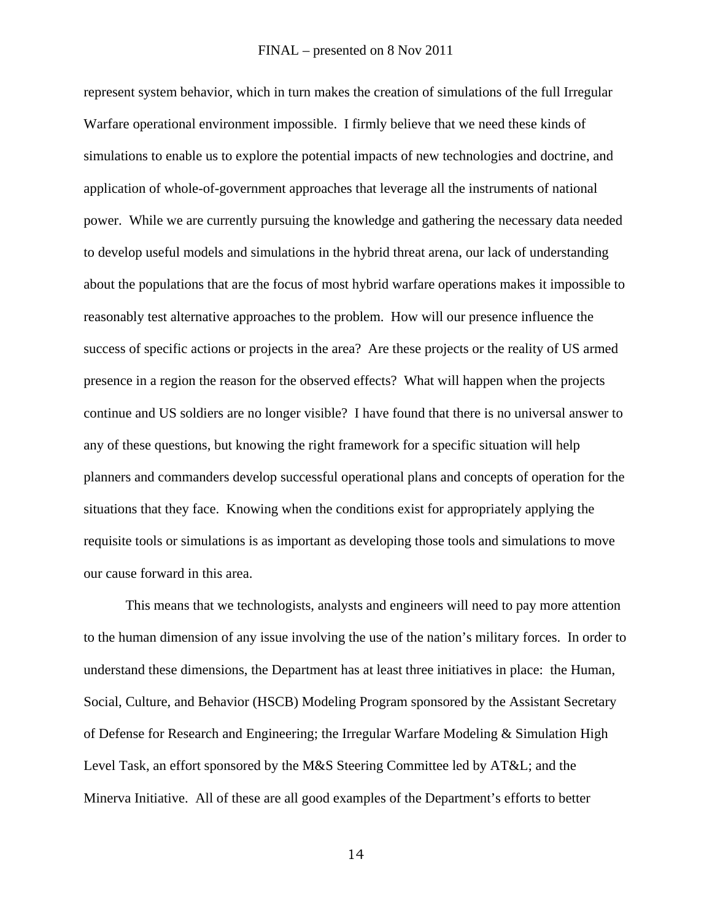represent system behavior, which in turn makes the creation of simulations of the full Irregular Warfare operational environment impossible. I firmly believe that we need these kinds of simulations to enable us to explore the potential impacts of new technologies and doctrine, and application of whole-of-government approaches that leverage all the instruments of national power. While we are currently pursuing the knowledge and gathering the necessary data needed to develop useful models and simulations in the hybrid threat arena, our lack of understanding about the populations that are the focus of most hybrid warfare operations makes it impossible to reasonably test alternative approaches to the problem. How will our presence influence the success of specific actions or projects in the area? Are these projects or the reality of US armed presence in a region the reason for the observed effects? What will happen when the projects continue and US soldiers are no longer visible? I have found that there is no universal answer to any of these questions, but knowing the right framework for a specific situation will help planners and commanders develop successful operational plans and concepts of operation for the situations that they face. Knowing when the conditions exist for appropriately applying the requisite tools or simulations is as important as developing those tools and simulations to move our cause forward in this area.

This means that we technologists, analysts and engineers will need to pay more attention to the human dimension of any issue involving the use of the nation's military forces. In order to understand these dimensions, the Department has at least three initiatives in place: the Human, Social, Culture, and Behavior (HSCB) Modeling Program sponsored by the Assistant Secretary of Defense for Research and Engineering; the Irregular Warfare Modeling & Simulation High Level Task, an effort sponsored by the M&S Steering Committee led by AT&L; and the Minerva Initiative. All of these are all good examples of the Department's efforts to better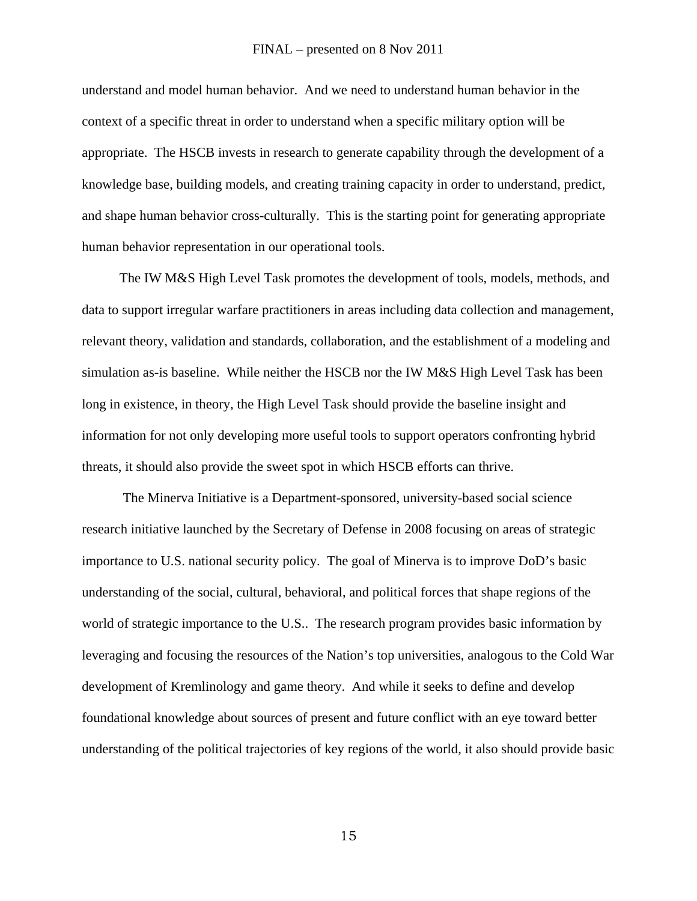understand and model human behavior. And we need to understand human behavior in the context of a specific threat in order to understand when a specific military option will be appropriate. The HSCB invests in research to generate capability through the development of a knowledge base, building models, and creating training capacity in order to understand, predict, and shape human behavior cross-culturally. This is the starting point for generating appropriate human behavior representation in our operational tools.

The IW M&S High Level Task promotes the development of tools, models, methods, and data to support irregular warfare practitioners in areas including data collection and management, relevant theory, validation and standards, collaboration, and the establishment of a modeling and simulation as-is baseline. While neither the HSCB nor the IW M&S High Level Task has been long in existence, in theory, the High Level Task should provide the baseline insight and information for not only developing more useful tools to support operators confronting hybrid threats, it should also provide the sweet spot in which HSCB efforts can thrive.

The Minerva Initiative is a Department-sponsored, university-based social science research initiative launched by the Secretary of Defense in 2008 focusing on areas of strategic importance to U.S. national security policy. The goal of Minerva is to improve DoD's basic understanding of the social, cultural, behavioral, and political forces that shape regions of the world of strategic importance to the U.S.. The research program provides basic information by leveraging and focusing the resources of the Nation's top universities, analogous to the Cold War development of Kremlinology and game theory. And while it seeks to define and develop foundational knowledge about sources of present and future conflict with an eye toward better understanding of the political trajectories of key regions of the world, it also should provide basic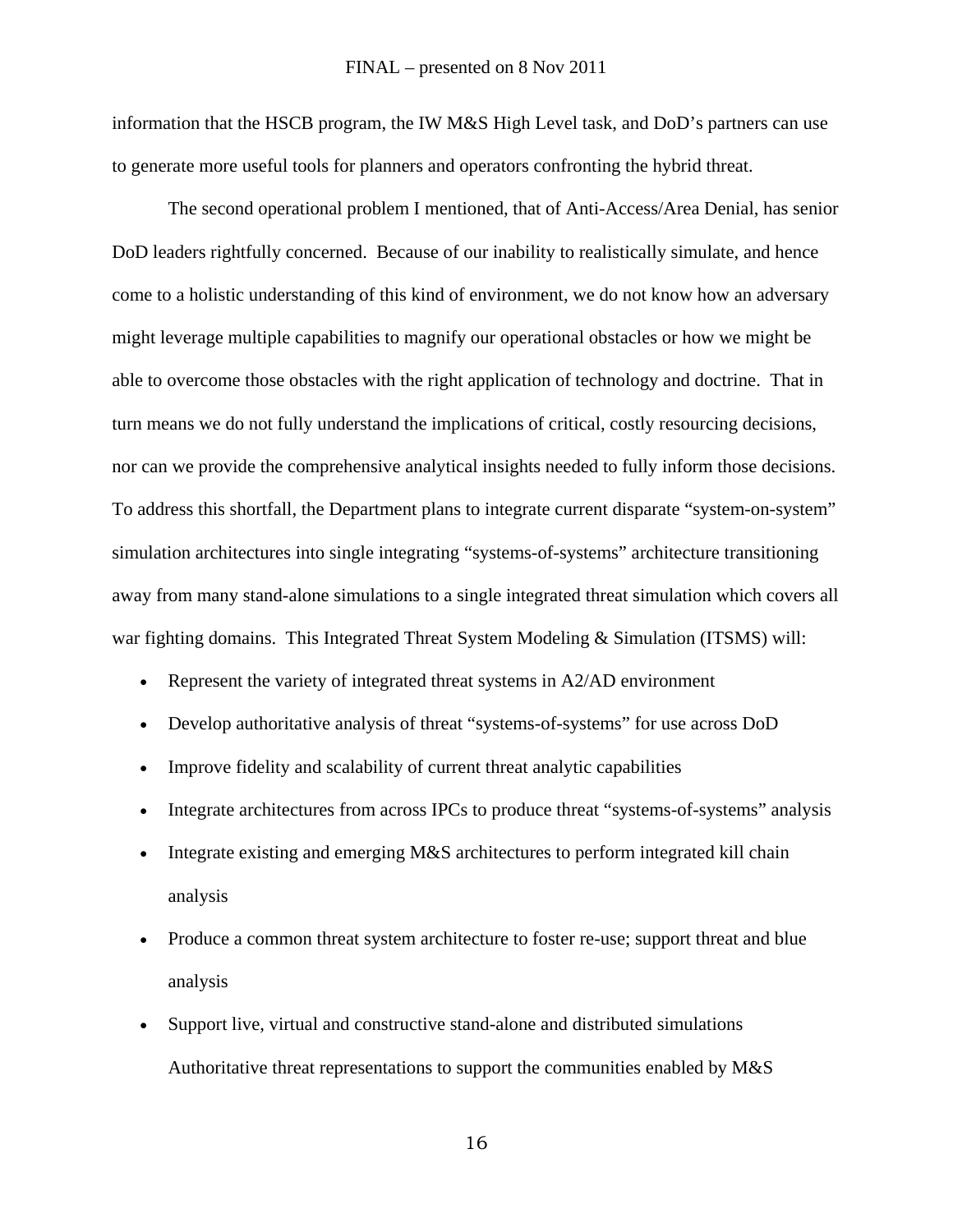information that the HSCB program, the IW M&S High Level task, and DoD's partners can use to generate more useful tools for planners and operators confronting the hybrid threat.

The second operational problem I mentioned, that of Anti-Access/Area Denial, has senior DoD leaders rightfully concerned. Because of our inability to realistically simulate, and hence come to a holistic understanding of this kind of environment, we do not know how an adversary might leverage multiple capabilities to magnify our operational obstacles or how we might be able to overcome those obstacles with the right application of technology and doctrine. That in turn means we do not fully understand the implications of critical, costly resourcing decisions, nor can we provide the comprehensive analytical insights needed to fully inform those decisions. To address this shortfall, the Department plans to integrate current disparate "system-on-system" simulation architectures into single integrating "systems-of-systems" architecture transitioning away from many stand-alone simulations to a single integrated threat simulation which covers all war fighting domains. This Integrated Threat System Modeling & Simulation (ITSMS) will:

- Represent the variety of integrated threat systems in A2/AD environment
- Develop authoritative analysis of threat "systems-of-systems" for use across DoD
- Improve fidelity and scalability of current threat analytic capabilities
- Integrate architectures from across IPCs to produce threat "systems-of-systems" analysis
- Integrate existing and emerging M&S architectures to perform integrated kill chain analysis
- Produce a common threat system architecture to foster re-use; support threat and blue analysis
- Support live, virtual and constructive stand-alone and distributed simulations Authoritative threat representations to support the communities enabled by M&S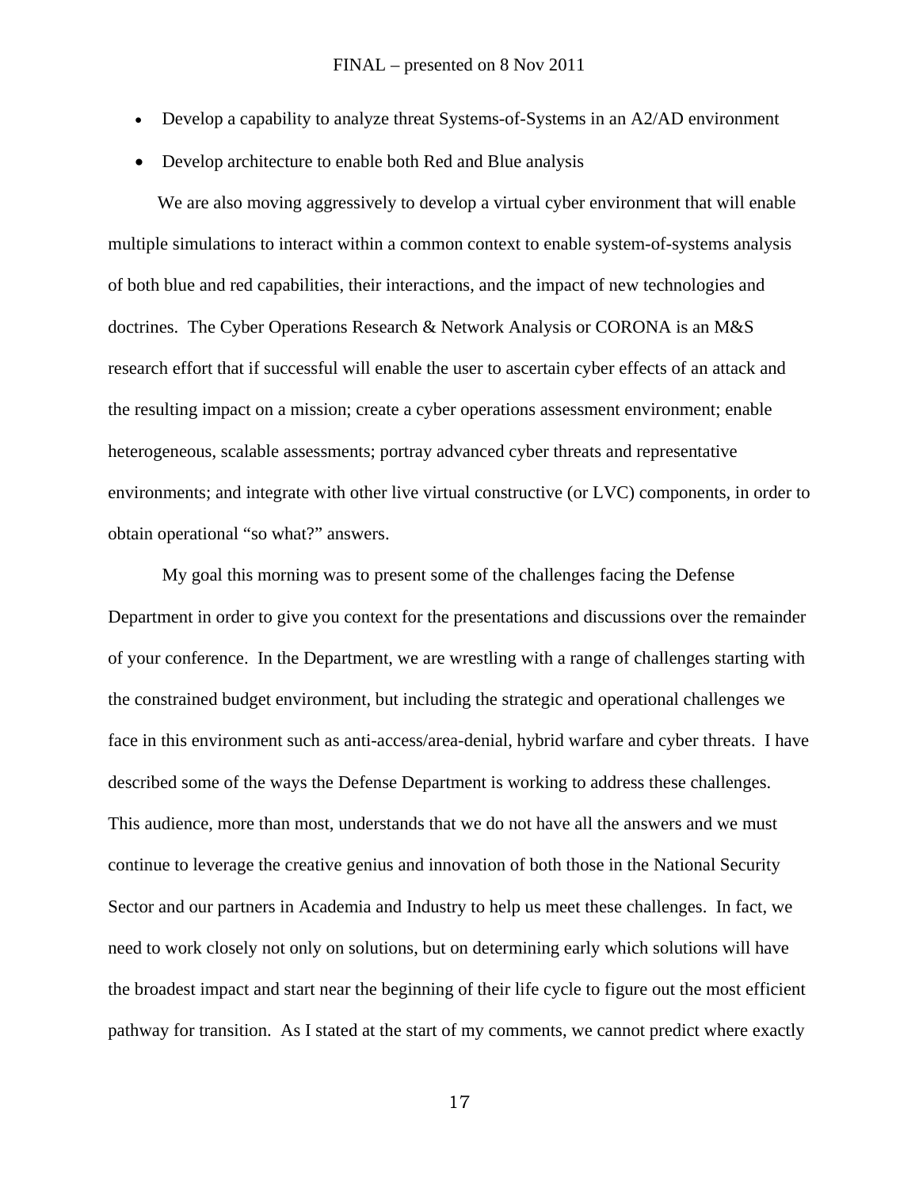- Develop a capability to analyze threat Systems-of-Systems in an A2/AD environment
- Develop architecture to enable both Red and Blue analysis

We are also moving aggressively to develop a virtual cyber environment that will enable multiple simulations to interact within a common context to enable system-of-systems analysis of both blue and red capabilities, their interactions, and the impact of new technologies and doctrines. The Cyber Operations Research & Network Analysis or CORONA is an M&S research effort that if successful will enable the user to ascertain cyber effects of an attack and the resulting impact on a mission; create a cyber operations assessment environment; enable heterogeneous, scalable assessments; portray advanced cyber threats and representative environments; and integrate with other live virtual constructive (or LVC) components, in order to obtain operational "so what?" answers.

My goal this morning was to present some of the challenges facing the Defense Department in order to give you context for the presentations and discussions over the remainder of your conference. In the Department, we are wrestling with a range of challenges starting with the constrained budget environment, but including the strategic and operational challenges we face in this environment such as anti-access/area-denial, hybrid warfare and cyber threats. I have described some of the ways the Defense Department is working to address these challenges. This audience, more than most, understands that we do not have all the answers and we must continue to leverage the creative genius and innovation of both those in the National Security Sector and our partners in Academia and Industry to help us meet these challenges. In fact, we need to work closely not only on solutions, but on determining early which solutions will have the broadest impact and start near the beginning of their life cycle to figure out the most efficient pathway for transition. As I stated at the start of my comments, we cannot predict where exactly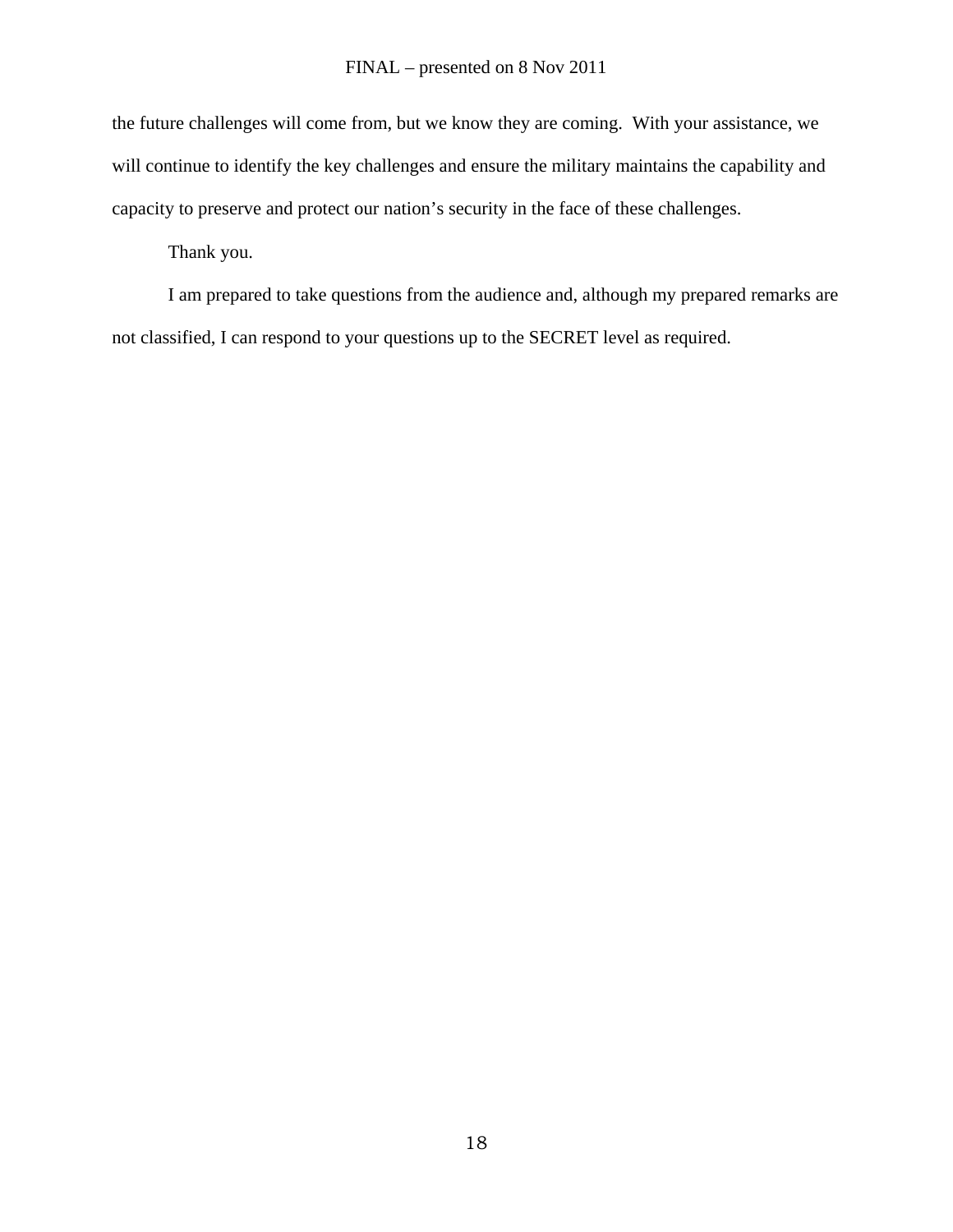the future challenges will come from, but we know they are coming. With your assistance, we will continue to identify the key challenges and ensure the military maintains the capability and capacity to preserve and protect our nation's security in the face of these challenges.

Thank you.

I am prepared to take questions from the audience and, although my prepared remarks are not classified, I can respond to your questions up to the SECRET level as required.